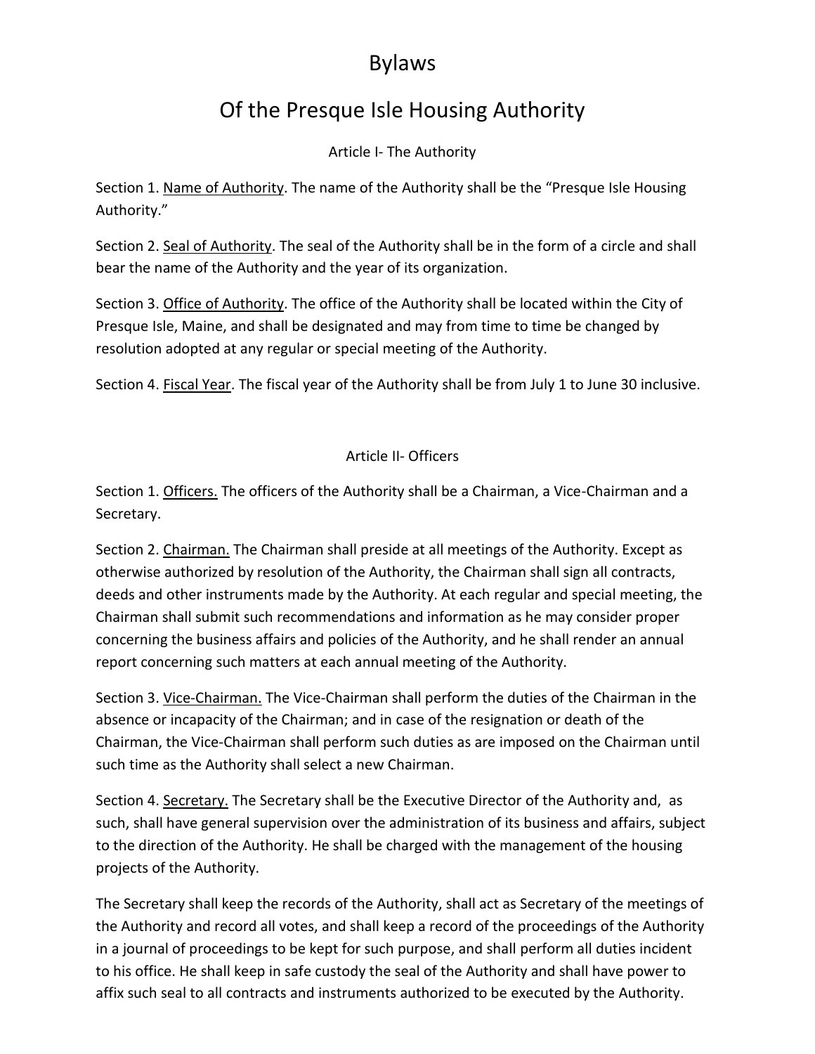# Bylaws

# Of the Presque Isle Housing Authority

## Article I- The Authority

Section 1. Name of Authority. The name of the Authority shall be the "Presque Isle Housing Authority."

Section 2. Seal of Authority. The seal of the Authority shall be in the form of a circle and shall bear the name of the Authority and the year of its organization.

Section 3. Office of Authority. The office of the Authority shall be located within the City of Presque Isle, Maine, and shall be designated and may from time to time be changed by resolution adopted at any regular or special meeting of the Authority.

Section 4. Fiscal Year. The fiscal year of the Authority shall be from July 1 to June 30 inclusive.

## Article II- Officers

Section 1. Officers. The officers of the Authority shall be a Chairman, a Vice-Chairman and a Secretary.

Section 2. Chairman. The Chairman shall preside at all meetings of the Authority. Except as otherwise authorized by resolution of the Authority, the Chairman shall sign all contracts, deeds and other instruments made by the Authority. At each regular and special meeting, the Chairman shall submit such recommendations and information as he may consider proper concerning the business affairs and policies of the Authority, and he shall render an annual report concerning such matters at each annual meeting of the Authority.

Section 3. Vice-Chairman. The Vice-Chairman shall perform the duties of the Chairman in the absence or incapacity of the Chairman; and in case of the resignation or death of the Chairman, the Vice-Chairman shall perform such duties as are imposed on the Chairman until such time as the Authority shall select a new Chairman.

Section 4. Secretary. The Secretary shall be the Executive Director of the Authority and, as such, shall have general supervision over the administration of its business and affairs, subject to the direction of the Authority. He shall be charged with the management of the housing projects of the Authority.

The Secretary shall keep the records of the Authority, shall act as Secretary of the meetings of the Authority and record all votes, and shall keep a record of the proceedings of the Authority in a journal of proceedings to be kept for such purpose, and shall perform all duties incident to his office. He shall keep in safe custody the seal of the Authority and shall have power to affix such seal to all contracts and instruments authorized to be executed by the Authority.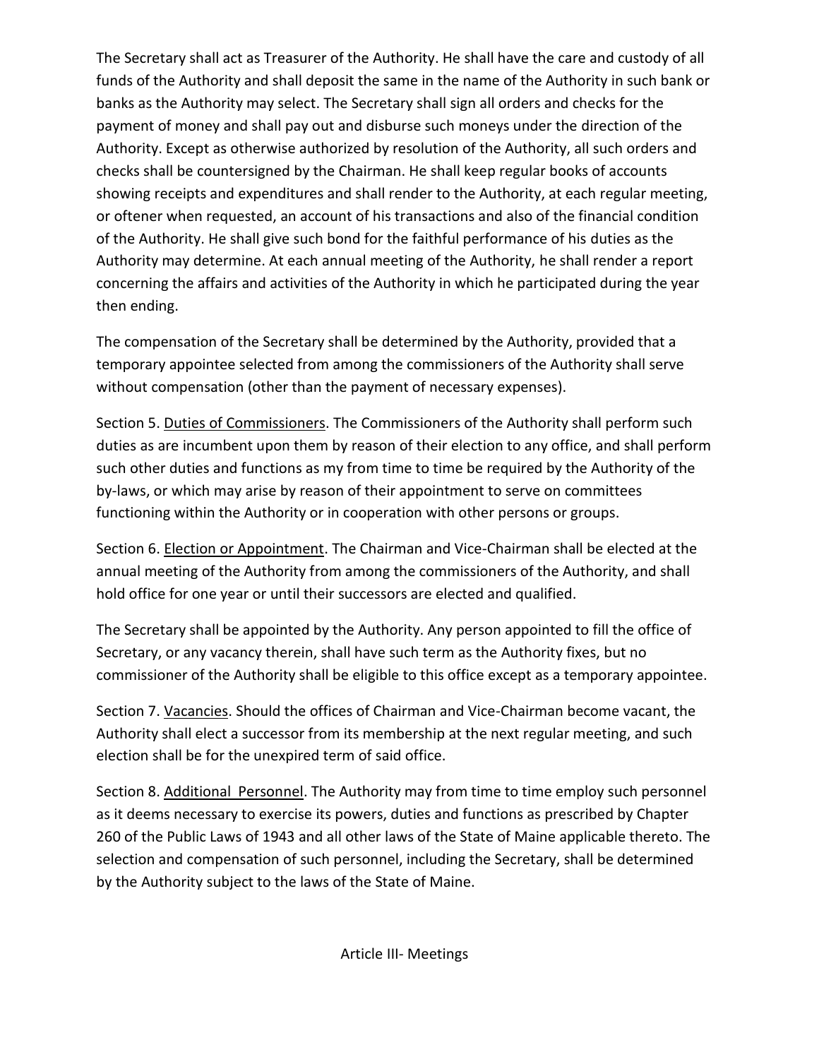The Secretary shall act as Treasurer of the Authority. He shall have the care and custody of all funds of the Authority and shall deposit the same in the name of the Authority in such bank or banks as the Authority may select. The Secretary shall sign all orders and checks for the payment of money and shall pay out and disburse such moneys under the direction of the Authority. Except as otherwise authorized by resolution of the Authority, all such orders and checks shall be countersigned by the Chairman. He shall keep regular books of accounts showing receipts and expenditures and shall render to the Authority, at each regular meeting, or oftener when requested, an account of his transactions and also of the financial condition of the Authority. He shall give such bond for the faithful performance of his duties as the Authority may determine. At each annual meeting of the Authority, he shall render a report concerning the affairs and activities of the Authority in which he participated during the year then ending.

The compensation of the Secretary shall be determined by the Authority, provided that a temporary appointee selected from among the commissioners of the Authority shall serve without compensation (other than the payment of necessary expenses).

Section 5. Duties of Commissioners. The Commissioners of the Authority shall perform such duties as are incumbent upon them by reason of their election to any office, and shall perform such other duties and functions as my from time to time be required by the Authority of the by-laws, or which may arise by reason of their appointment to serve on committees functioning within the Authority or in cooperation with other persons or groups.

Section 6. Election or Appointment. The Chairman and Vice-Chairman shall be elected at the annual meeting of the Authority from among the commissioners of the Authority, and shall hold office for one year or until their successors are elected and qualified.

The Secretary shall be appointed by the Authority. Any person appointed to fill the office of Secretary, or any vacancy therein, shall have such term as the Authority fixes, but no commissioner of the Authority shall be eligible to this office except as a temporary appointee.

Section 7. Vacancies. Should the offices of Chairman and Vice-Chairman become vacant, the Authority shall elect a successor from its membership at the next regular meeting, and such election shall be for the unexpired term of said office.

Section 8. Additional Personnel. The Authority may from time to time employ such personnel as it deems necessary to exercise its powers, duties and functions as prescribed by Chapter 260 of the Public Laws of 1943 and all other laws of the State of Maine applicable thereto. The selection and compensation of such personnel, including the Secretary, shall be determined by the Authority subject to the laws of the State of Maine.

## Article III- Meetings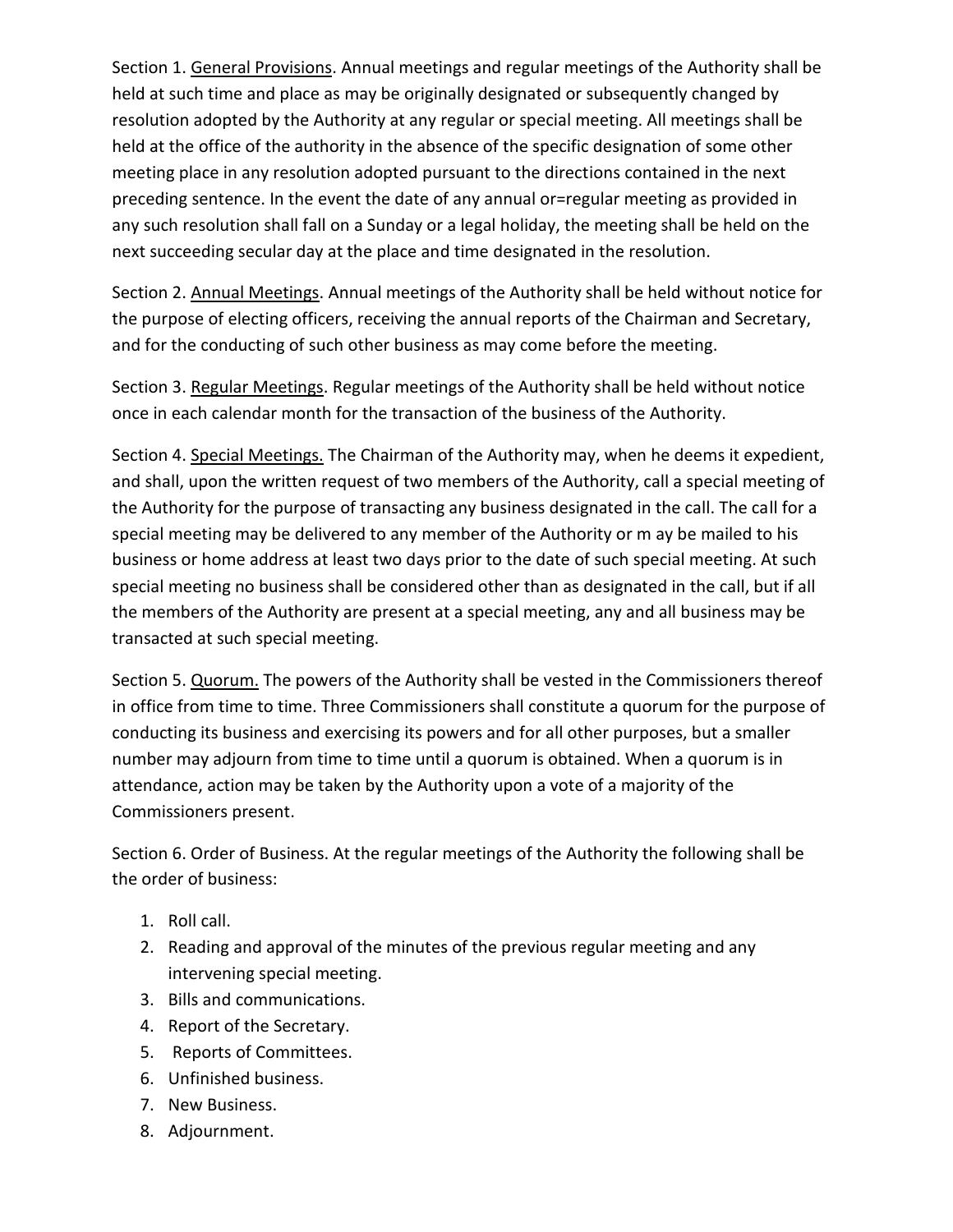Section 1. General Provisions. Annual meetings and regular meetings of the Authority shall be held at such time and place as may be originally designated or subsequently changed by resolution adopted by the Authority at any regular or special meeting. All meetings shall be held at the office of the authority in the absence of the specific designation of some other meeting place in any resolution adopted pursuant to the directions contained in the next preceding sentence. In the event the date of any annual or=regular meeting as provided in any such resolution shall fall on a Sunday or a legal holiday, the meeting shall be held on the next succeeding secular day at the place and time designated in the resolution.

Section 2. Annual Meetings. Annual meetings of the Authority shall be held without notice for the purpose of electing officers, receiving the annual reports of the Chairman and Secretary, and for the conducting of such other business as may come before the meeting.

Section 3. Regular Meetings. Regular meetings of the Authority shall be held without notice once in each calendar month for the transaction of the business of the Authority.

Section 4. Special Meetings. The Chairman of the Authority may, when he deems it expedient, and shall, upon the written request of two members of the Authority, call a special meeting of the Authority for the purpose of transacting any business designated in the call. The call for a special meeting may be delivered to any member of the Authority or m ay be mailed to his business or home address at least two days prior to the date of such special meeting. At such special meeting no business shall be considered other than as designated in the call, but if all the members of the Authority are present at a special meeting, any and all business may be transacted at such special meeting.

Section 5. Quorum. The powers of the Authority shall be vested in the Commissioners thereof in office from time to time. Three Commissioners shall constitute a quorum for the purpose of conducting its business and exercising its powers and for all other purposes, but a smaller number may adjourn from time to time until a quorum is obtained. When a quorum is in attendance, action may be taken by the Authority upon a vote of a majority of the Commissioners present.

Section 6. Order of Business. At the regular meetings of the Authority the following shall be the order of business:

1. Roll call.
2. Reading and approval of the minutes of the previous regular meeting and any intervening special meeting.
3. Bills and communications.
4. Report of the Secretary.
5. Reports of Committees.
6. Unfinished business.
7. New Business.
8. Adjournment.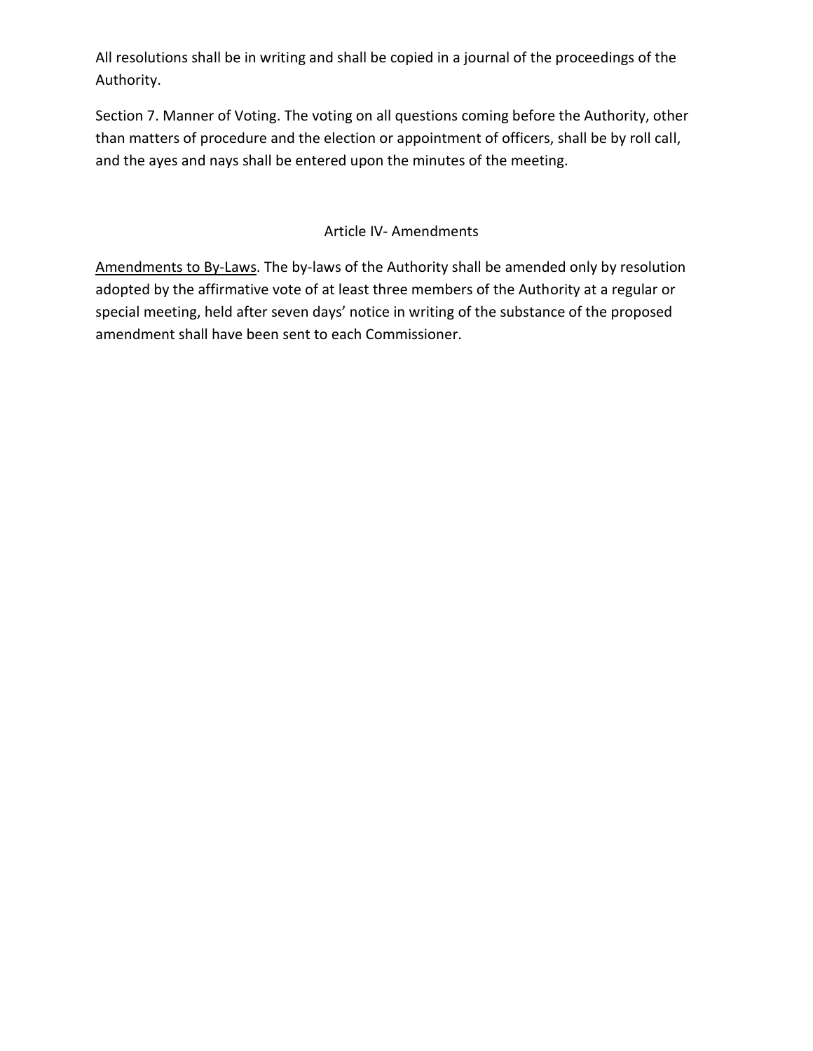All resolutions shall be in writing and shall be copied in a journal of the proceedings of the Authority.

Section 7. Manner of Voting. The voting on all questions coming before the Authority, other than matters of procedure and the election or appointment of officers, shall be by roll call, and the ayes and nays shall be entered upon the minutes of the meeting.

## Article IV- Amendments

<u>Amendments to By-Laws</u>. The by-laws of the Authority shall be amended only by resolution adopted by the affirmative vote of at least three members of the Authority at a regular or special meeting, held after seven days' notice in writing of the substance of the proposed amendment shall have been sent to each Commissioner.